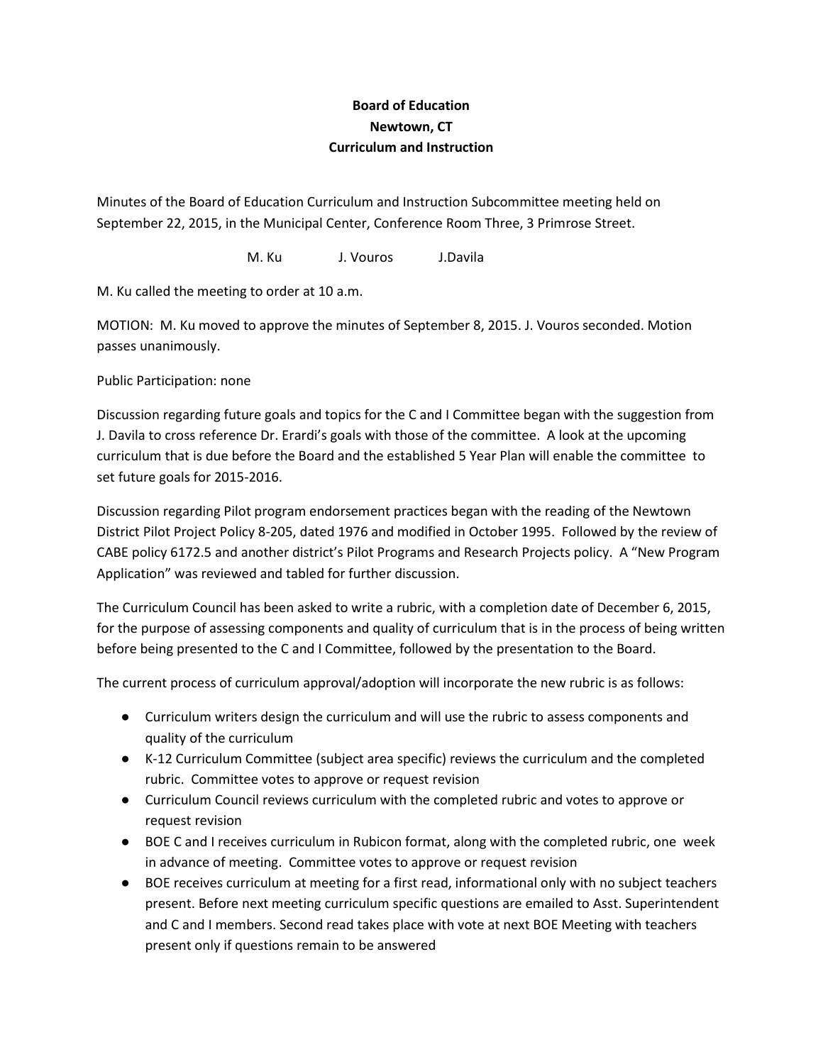**Board of Education**
**Newtown, CT**
**Curriculum and Instruction**

Minutes of the Board of Education Curriculum and Instruction Subcommittee meeting held on September 22, 2015, in the Municipal Center, Conference Room Three, 3 Primrose Street.

M. Ku J. Vouros J.Davila

M. Ku called the meeting to order at 10 a.m.

MOTION: M. Ku moved to approve the minutes of September 8, 2015. J. Vouros seconded. Motion passes unanimously.

Public Participation: none

Discussion regarding future goals and topics for the C and I Committee began with the suggestion from J. Davila to cross reference Dr. Erardi's goals with those of the committee. A look at the upcoming curriculum that is due before the Board and the established 5 Year Plan will enable the committee to set future goals for 2015-2016.

Discussion regarding Pilot program endorsement practices began with the reading of the Newtown District Pilot Project Policy 8-205, dated 1976 and modified in October 1995. Followed by the review of CABE policy 6172.5 and another district's Pilot Programs and Research Projects policy. A "New Program Application" was reviewed and tabled for further discussion.

The Curriculum Council has been asked to write a rubric, with a completion date of December 6, 2015, for the purpose of assessing components and quality of curriculum that is in the process of being written before being presented to the C and I Committee, followed by the presentation to the Board.

The current process of curriculum approval/adoption will incorporate the new rubric is as follows:

- Curriculum writers design the curriculum and will use the rubric to assess components and quality of the curriculum
- K-12 Curriculum Committee (subject area specific) reviews the curriculum and the completed rubric. Committee votes to approve or request revision
- Curriculum Council reviews curriculum with the completed rubric and votes to approve or request revision
- BOE C and I receives curriculum in Rubicon format, along with the completed rubric, one week in advance of meeting. Committee votes to approve or request revision
- BOE receives curriculum at meeting for a first read, informational only with no subject teachers present. Before next meeting curriculum specific questions are emailed to Asst. Superintendent and C and I members. Second read takes place with vote at next BOE Meeting with teachers present only if questions remain to be answered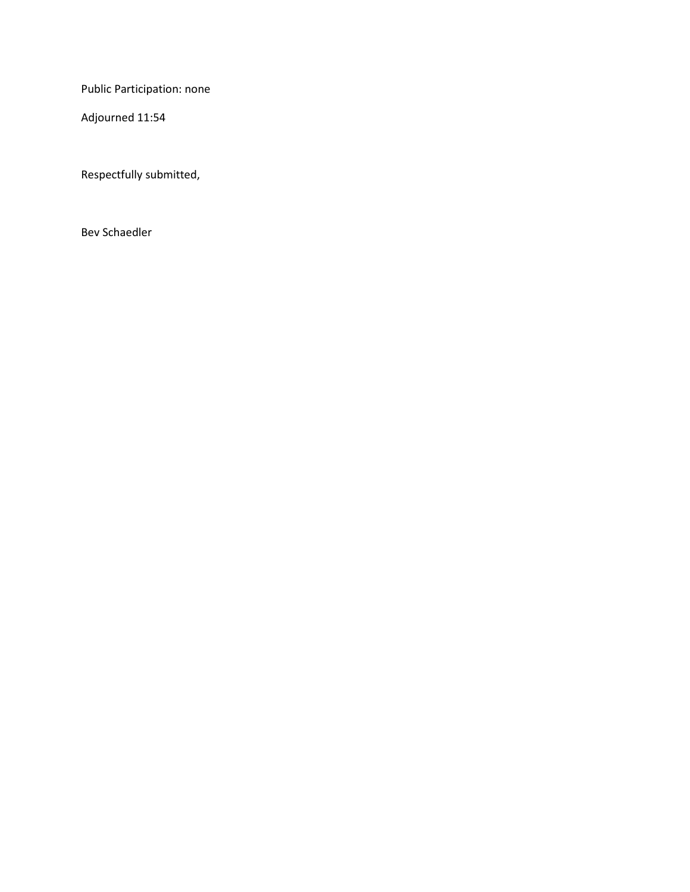Public Participation: none

Adjourned 11:54

Respectfully submitted,

Bev Schaedler